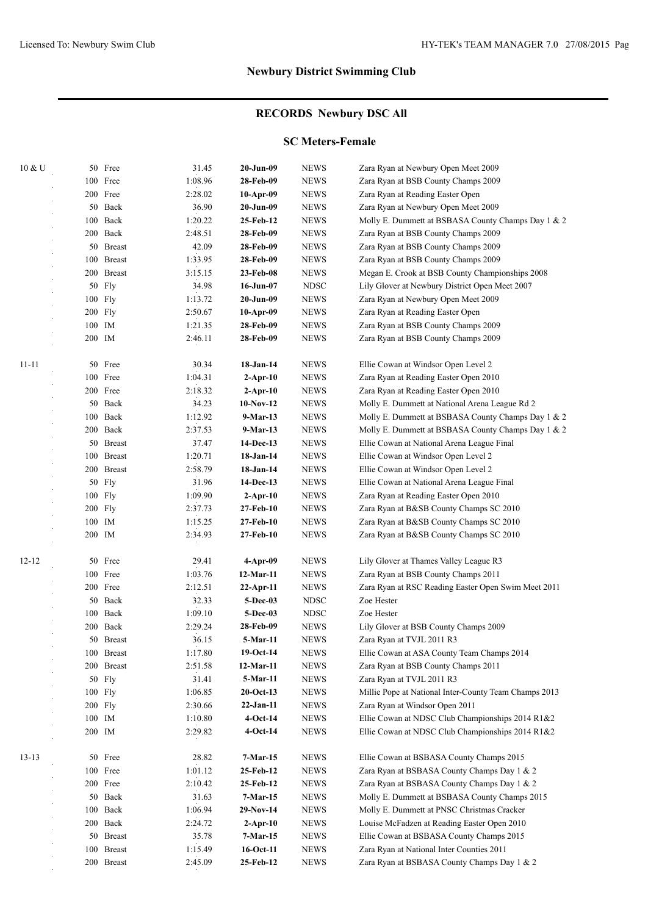## Newbury District Swimming Club

## RECORDS Newbury DSC All

### SC Meters-Female

| Age | Event | Time | Date | Team | Name/Meet |
|---|---|---|---|---|---|
| 10 & U | 50 Free | 31.45 | **20-Jun-09** | NEWS | Zara Ryan at Newbury Open Meet 2009 |
| | 100 Free | 1:08.96 | **28-Feb-09** | NEWS | Zara Ryan at BSB County Champs 2009 |
| | 200 Free | 2:28.02 | **10-Apr-09** | NEWS | Zara Ryan at Reading Easter Open |
| | 50 Back | 36.90 | **20-Jun-09** | NEWS | Zara Ryan at Newbury Open Meet 2009 |
| | 100 Back | 1:20.22 | **25-Feb-12** | NEWS | Molly E. Dummett at BSBASA County Champs Day 1 & 2 |
| | 200 Back | 2:48.51 | **28-Feb-09** | NEWS | Zara Ryan at BSB County Champs 2009 |
| | 50 Breast | 42.09 | **28-Feb-09** | NEWS | Zara Ryan at BSB County Champs 2009 |
| | 100 Breast | 1:33.95 | **28-Feb-09** | NEWS | Zara Ryan at BSB County Champs 2009 |
| | 200 Breast | 3:15.15 | **23-Feb-08** | NEWS | Megan E. Crook at BSB County Championships 2008 |
| | 50 Fly | 34.98 | **16-Jun-07** | NDSC | Lily Glover at Newbury District Open Meet 2007 |
| | 100 Fly | 1:13.72 | **20-Jun-09** | NEWS | Zara Ryan at Newbury Open Meet 2009 |
| | 200 Fly | 2:50.67 | **10-Apr-09** | NEWS | Zara Ryan at Reading Easter Open |
| | 100 IM | 1:21.35 | **28-Feb-09** | NEWS | Zara Ryan at BSB County Champs 2009 |
| | 200 IM | 2:46.11 | **28-Feb-09** | NEWS | Zara Ryan at BSB County Champs 2009 |
| 11-11 | 50 Free | 30.34 | **18-Jan-14** | NEWS | Ellie Cowan at Windsor Open Level 2 |
| | 100 Free | 1:04.31 | **2-Apr-10** | NEWS | Zara Ryan at Reading Easter Open 2010 |
| | 200 Free | 2:18.32 | **2-Apr-10** | NEWS | Zara Ryan at Reading Easter Open 2010 |
| | 50 Back | 34.23 | **10-Nov-12** | NEWS | Molly E. Dummett at National Arena League Rd 2 |
| | 100 Back | 1:12.92 | **9-Mar-13** | NEWS | Molly E. Dummett at BSBASA County Champs Day 1 & 2 |
| | 200 Back | 2:37.53 | **9-Mar-13** | NEWS | Molly E. Dummett at BSBASA County Champs Day 1 & 2 |
| | 50 Breast | 37.47 | **14-Dec-13** | NEWS | Ellie Cowan at National Arena League Final |
| | 100 Breast | 1:20.71 | **18-Jan-14** | NEWS | Ellie Cowan at Windsor Open Level 2 |
| | 200 Breast | 2:58.79 | **18-Jan-14** | NEWS | Ellie Cowan at Windsor Open Level 2 |
| | 50 Fly | 31.96 | **14-Dec-13** | NEWS | Ellie Cowan at National Arena League Final |
| | 100 Fly | 1:09.90 | **2-Apr-10** | NEWS | Zara Ryan at Reading Easter Open 2010 |
| | 200 Fly | 2:37.73 | **27-Feb-10** | NEWS | Zara Ryan at B&SB County Champs SC 2010 |
| | 100 IM | 1:15.25 | **27-Feb-10** | NEWS | Zara Ryan at B&SB County Champs SC 2010 |
| | 200 IM | 2:34.93 | **27-Feb-10** | NEWS | Zara Ryan at B&SB County Champs SC 2010 |
| 12-12 | 50 Free | 29.41 | **4-Apr-09** | NEWS | Lily Glover at Thames Valley League R3 |
| | 100 Free | 1:03.76 | **12-Mar-11** | NEWS | Zara Ryan at BSB County Champs 2011 |
| | 200 Free | 2:12.51 | **22-Apr-11** | NEWS | Zara Ryan at RSC Reading Easter Open Swim Meet 2011 |
| | 50 Back | 32.33 | **5-Dec-03** | NDSC | Zoe Hester |
| | 100 Back | 1:09.10 | **5-Dec-03** | NDSC | Zoe Hester |
| | 200 Back | 2:29.24 | **28-Feb-09** | NEWS | Lily Glover at BSB County Champs 2009 |
| | 50 Breast | 36.15 | **5-Mar-11** | NEWS | Zara Ryan at TVJL 2011 R3 |
| | 100 Breast | 1:17.80 | **19-Oct-14** | NEWS | Ellie Cowan at ASA County Team Champs 2014 |
| | 200 Breast | 2:51.58 | **12-Mar-11** | NEWS | Zara Ryan at BSB County Champs 2011 |
| | 50 Fly | 31.41 | **5-Mar-11** | NEWS | Zara Ryan at TVJL 2011 R3 |
| | 100 Fly | 1:06.85 | **20-Oct-13** | NEWS | Millie Pope at National Inter-County Team Champs 2013 |
| | 200 Fly | 2:30.66 | **22-Jan-11** | NEWS | Zara Ryan at Windsor Open 2011 |
| | 100 IM | 1:10.80 | **4-Oct-14** | NEWS | Ellie Cowan at NDSC Club Championships 2014 R1&2 |
| | 200 IM | 2:29.82 | **4-Oct-14** | NEWS | Ellie Cowan at NDSC Club Championships 2014 R1&2 |
| 13-13 | 50 Free | 28.82 | **7-Mar-15** | NEWS | Ellie Cowan at BSBASA County Champs 2015 |
| | 100 Free | 1:01.12 | **25-Feb-12** | NEWS | Zara Ryan at BSBASA County Champs Day 1 & 2 |
| | 200 Free | 2:10.42 | **25-Feb-12** | NEWS | Zara Ryan at BSBASA County Champs Day 1 & 2 |
| | 50 Back | 31.63 | **7-Mar-15** | NEWS | Molly E. Dummett at BSBASA County Champs 2015 |
| | 100 Back | 1:06.94 | **29-Nov-14** | NEWS | Molly E. Dummett at PNSC Christmas Cracker |
| | 200 Back | 2:24.72 | **2-Apr-10** | NEWS | Louise McFadzen at Reading Easter Open 2010 |
| | 50 Breast | 35.78 | **7-Mar-15** | NEWS | Ellie Cowan at BSBASA County Champs 2015 |
| | 100 Breast | 1:15.49 | **16-Oct-11** | NEWS | Zara Ryan at National Inter Counties 2011 |
| | 200 Breast | 2:45.09 | **25-Feb-12** | NEWS | Zara Ryan at BSBASA County Champs Day 1 & 2 |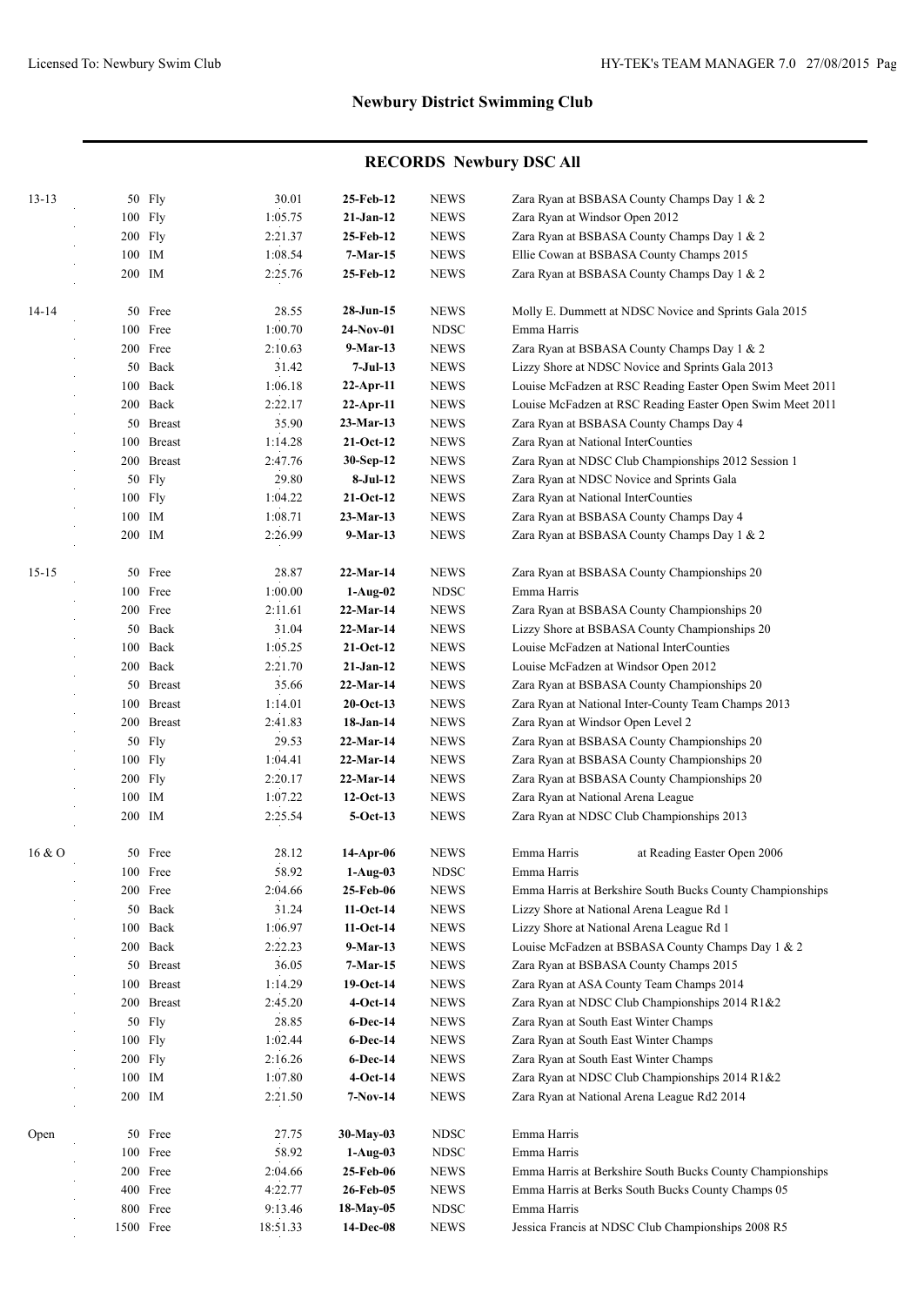## Newbury District Swimming Club

## RECORDS Newbury DSC All

| Age | Event | | Time | Date | Type | Details |
|---|---|---|---|---|---|---|
| 13-13 | 50 | Fly | 30.01 | **25-Feb-12** | NEWS | Zara Ryan at BSBASA County Champs Day 1 & 2 |
| | 100 | Fly | 1:05.75 | **21-Jan-12** | NEWS | Zara Ryan at Windsor Open 2012 |
| | 200 | Fly | 2:21.37 | **25-Feb-12** | NEWS | Zara Ryan at BSBASA County Champs Day 1 & 2 |
| | 100 | IM | 1:08.54 | **7-Mar-15** | NEWS | Ellie Cowan at BSBASA County Champs 2015 |
| | 200 | IM | 2:25.76 | **25-Feb-12** | NEWS | Zara Ryan at BSBASA County Champs Day 1 & 2 |
| 14-14 | 50 | Free | 28.55 | **28-Jun-15** | NEWS | Molly E. Dummett at NDSC Novice and Sprints Gala 2015 |
| | 100 | Free | 1:00.70 | **24-Nov-01** | NDSC | Emma Harris |
| | 200 | Free | 2:10.63 | **9-Mar-13** | NEWS | Zara Ryan at BSBASA County Champs Day 1 & 2 |
| | 50 | Back | 31.42 | **7-Jul-13** | NEWS | Lizzy Shore at NDSC Novice and Sprints Gala 2013 |
| | 100 | Back | 1:06.18 | **22-Apr-11** | NEWS | Louise McFadzen at RSC Reading Easter Open Swim Meet 2011 |
| | 200 | Back | 2:22.17 | **22-Apr-11** | NEWS | Louise McFadzen at RSC Reading Easter Open Swim Meet 2011 |
| | 50 | Breast | 35.90 | **23-Mar-13** | NEWS | Zara Ryan at BSBASA County Champs Day 4 |
| | 100 | Breast | 1:14.28 | **21-Oct-12** | NEWS | Zara Ryan at National InterCounties |
| | 200 | Breast | 2:47.76 | **30-Sep-12** | NEWS | Zara Ryan at NDSC Club Championships 2012 Session 1 |
| | 50 | Fly | 29.80 | **8-Jul-12** | NEWS | Zara Ryan at NDSC Novice and Sprints Gala |
| | 100 | Fly | 1:04.22 | **21-Oct-12** | NEWS | Zara Ryan at National InterCounties |
| | 100 | IM | 1:08.71 | **23-Mar-13** | NEWS | Zara Ryan at BSBASA County Champs Day 4 |
| | 200 | IM | 2:26.99 | **9-Mar-13** | NEWS | Zara Ryan at BSBASA County Champs Day 1 & 2 |
| 15-15 | 50 | Free | 28.87 | **22-Mar-14** | NEWS | Zara Ryan at BSBASA County Championships 20 |
| | 100 | Free | 1:00.00 | **1-Aug-02** | NDSC | Emma Harris |
| | 200 | Free | 2:11.61 | **22-Mar-14** | NEWS | Zara Ryan at BSBASA County Championships 20 |
| | 50 | Back | 31.04 | **22-Mar-14** | NEWS | Lizzy Shore at BSBASA County Championships 20 |
| | 100 | Back | 1:05.25 | **21-Oct-12** | NEWS | Louise McFadzen at National InterCounties |
| | 200 | Back | 2:21.70 | **21-Jan-12** | NEWS | Louise McFadzen at Windsor Open 2012 |
| | 50 | Breast | 35.66 | **22-Mar-14** | NEWS | Zara Ryan at BSBASA County Championships 20 |
| | 100 | Breast | 1:14.01 | **20-Oct-13** | NEWS | Zara Ryan at National Inter-County Team Champs 2013 |
| | 200 | Breast | 2:41.83 | **18-Jan-14** | NEWS | Zara Ryan at Windsor Open Level 2 |
| | 50 | Fly | 29.53 | **22-Mar-14** | NEWS | Zara Ryan at BSBASA County Championships 20 |
| | 100 | Fly | 1:04.41 | **22-Mar-14** | NEWS | Zara Ryan at BSBASA County Championships 20 |
| | 200 | Fly | 2:20.17 | **22-Mar-14** | NEWS | Zara Ryan at BSBASA County Championships 20 |
| | 100 | IM | 1:07.22 | **12-Oct-13** | NEWS | Zara Ryan at National Arena League |
| | 200 | IM | 2:25.54 | **5-Oct-13** | NEWS | Zara Ryan at NDSC Club Championships 2013 |
| 16 & O | 50 | Free | 28.12 | **14-Apr-06** | NEWS | Emma Harris at Reading Easter Open 2006 |
| | 100 | Free | 58.92 | **1-Aug-03** | NDSC | Emma Harris |
| | 200 | Free | 2:04.66 | **25-Feb-06** | NEWS | Emma Harris at Berkshire South Bucks County Championships |
| | 50 | Back | 31.24 | **11-Oct-14** | NEWS | Lizzy Shore at National Arena League Rd 1 |
| | 100 | Back | 1:06.97 | **11-Oct-14** | NEWS | Lizzy Shore at National Arena League Rd 1 |
| | 200 | Back | 2:22.23 | **9-Mar-13** | NEWS | Louise McFadzen at BSBASA County Champs Day 1 & 2 |
| | 50 | Breast | 36.05 | **7-Mar-15** | NEWS | Zara Ryan at BSBASA County Champs 2015 |
| | 100 | Breast | 1:14.29 | **19-Oct-14** | NEWS | Zara Ryan at ASA County Team Champs 2014 |
| | 200 | Breast | 2:45.20 | **4-Oct-14** | NEWS | Zara Ryan at NDSC Club Championships 2014 R1&2 |
| | 50 | Fly | 28.85 | **6-Dec-14** | NEWS | Zara Ryan at South East Winter Champs |
| | 100 | Fly | 1:02.44 | **6-Dec-14** | NEWS | Zara Ryan at South East Winter Champs |
| | 200 | Fly | 2:16.26 | **6-Dec-14** | NEWS | Zara Ryan at South East Winter Champs |
| | 100 | IM | 1:07.80 | **4-Oct-14** | NEWS | Zara Ryan at NDSC Club Championships 2014 R1&2 |
| | 200 | IM | 2:21.50 | **7-Nov-14** | NEWS | Zara Ryan at National Arena League Rd2 2014 |
| Open | 50 | Free | 27.75 | **30-May-03** | NDSC | Emma Harris |
| | 100 | Free | 58.92 | **1-Aug-03** | NDSC | Emma Harris |
| | 200 | Free | 2:04.66 | **25-Feb-06** | NEWS | Emma Harris at Berkshire South Bucks County Championships |
| | 400 | Free | 4:22.77 | **26-Feb-05** | NEWS | Emma Harris at Berks South Bucks County Champs 05 |
| | 800 | Free | 9:13.46 | **18-May-05** | NDSC | Emma Harris |
| | 1500 | Free | 18:51.33 | **14-Dec-08** | NEWS | Jessica Francis at NDSC Club Championships 2008 R5 |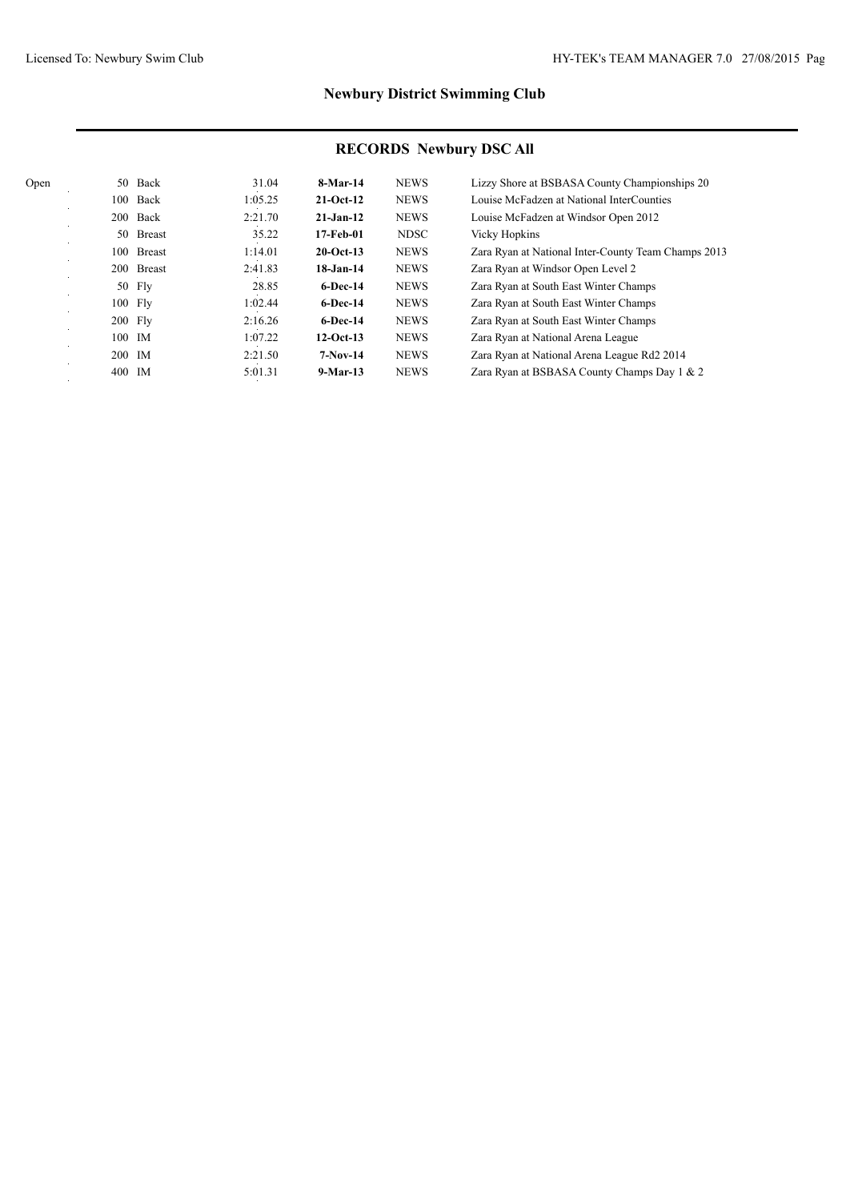## Newbury District Swimming Club

### RECORDS Newbury DSC All

| | Event | | Time | Date | Code | Details |
|---|---|---|---|---|---|---|
| Open | 50 | Back | 31.04 | **8-Mar-14** | NEWS | Lizzy Shore at BSBASA County Championships 20 |
| | 100 | Back | 1:05.25 | **21-Oct-12** | NEWS | Louise McFadzen at National InterCounties |
| | 200 | Back | 2:21.70 | **21-Jan-12** | NEWS | Louise McFadzen at Windsor Open 2012 |
| | 50 | Breast | 35.22 | **17-Feb-01** | NDSC | Vicky Hopkins |
| | 100 | Breast | 1:14.01 | **20-Oct-13** | NEWS | Zara Ryan at National Inter-County Team Champs 2013 |
| | 200 | Breast | 2:41.83 | **18-Jan-14** | NEWS | Zara Ryan at Windsor Open Level 2 |
| | 50 | Fly | 28.85 | **6-Dec-14** | NEWS | Zara Ryan at South East Winter Champs |
| | 100 | Fly | 1:02.44 | **6-Dec-14** | NEWS | Zara Ryan at South East Winter Champs |
| | 200 | Fly | 2:16.26 | **6-Dec-14** | NEWS | Zara Ryan at South East Winter Champs |
| | 100 | IM | 1:07.22 | **12-Oct-13** | NEWS | Zara Ryan at National Arena League |
| | 200 | IM | 2:21.50 | **7-Nov-14** | NEWS | Zara Ryan at National Arena League Rd2 2014 |
| | 400 | IM | 5:01.31 | **9-Mar-13** | NEWS | Zara Ryan at BSBASA County Champs Day 1 & 2 |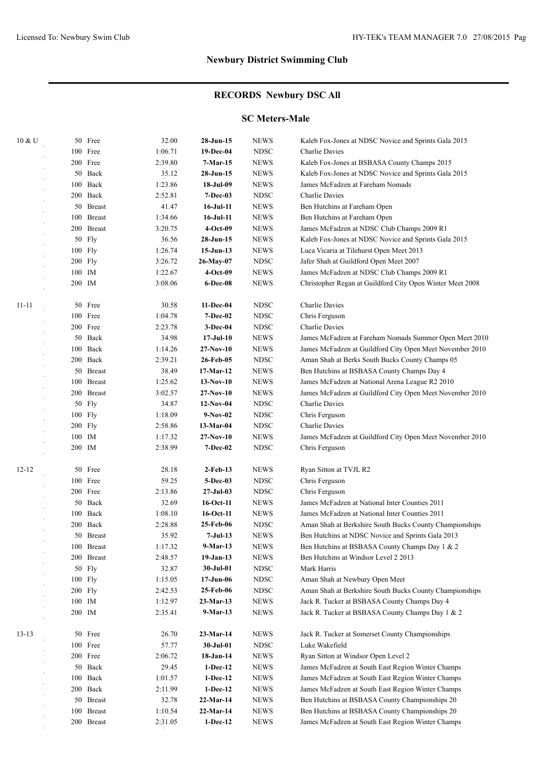## Newbury District Swimming Club

## RECORDS Newbury DSC All

### SC Meters-Male

| Age | Event | Time | Date | Club | Details |
|---|---|---|---|---|---|
| 10 & U | 50 Free | 32.00 | **28-Jun-15** | NEWS | Kaleb Fox-Jones at NDSC Novice and Sprints Gala 2015 |
| | 100 Free | 1:06.71 | **19-Dec-04** | NDSC | Charlie Davies |
| | 200 Free | 2:39.80 | **7-Mar-15** | NEWS | Kaleb Fox-Jones at BSBASA County Champs 2015 |
| | 50 Back | 35.12 | **28-Jun-15** | NEWS | Kaleb Fox-Jones at NDSC Novice and Sprints Gala 2015 |
| | 100 Back | 1:23.86 | **18-Jul-09** | NEWS | James McFadzen at Fareham Nomads |
| | 200 Back | 2:52.81 | **7-Dec-03** | NDSC | Charlie Davies |
| | 50 Breast | 41.47 | **16-Jul-11** | NEWS | Ben Hutchins at Fareham Open |
| | 100 Breast | 1:34.66 | **16-Jul-11** | NEWS | Ben Hutchins at Fareham Open |
| | 200 Breast | 3:20.75 | **4-Oct-09** | NEWS | James McFadzen at NDSC Club Champs 2009 R1 |
| | 50 Fly | 36.56 | **28-Jun-15** | NEWS | Kaleb Fox-Jones at NDSC Novice and Sprints Gala 2015 |
| | 100 Fly | 1:26.74 | **15-Jun-13** | NEWS | Luca Vicaria at Tilehurst Open Meet 2013 |
| | 200 Fly | 3:26.72 | **26-May-07** | NDSC | Jafer Shah at Guildford Open Meet 2007 |
| | 100 IM | 1:22.67 | **4-Oct-09** | NEWS | James McFadzen at NDSC Club Champs 2009 R1 |
| | 200 IM | 3:08.06 | **6-Dec-08** | NEWS | Christopher Regan at Guildford City Open Winter Meet 2008 |
| 11-11 | 50 Free | 30.58 | **11-Dec-04** | NDSC | Charlie Davies |
| | 100 Free | 1:04.78 | **7-Dec-02** | NDSC | Chris Ferguson |
| | 200 Free | 2:23.78 | **3-Dec-04** | NDSC | Charlie Davies |
| | 50 Back | 34.98 | **17-Jul-10** | NEWS | James McFadzen at Fareham Nomads Summer Open Meet 2010 |
| | 100 Back | 1:14.26 | **27-Nov-10** | NEWS | James McFadzen at Guildford City Open Meet November 2010 |
| | 200 Back | 2:39.21 | **26-Feb-05** | NDSC | Aman Shah at Berks South Bucks County Champs 05 |
| | 50 Breast | 38.49 | **17-Mar-12** | NEWS | Ben Hutchins at BSBASA County Champs Day 4 |
| | 100 Breast | 1:25.62 | **13-Nov-10** | NEWS | James McFadzen at National Arena League R2 2010 |
| | 200 Breast | 3:02.57 | **27-Nov-10** | NEWS | James McFadzen at Guildford City Open Meet November 2010 |
| | 50 Fly | 34.87 | **12-Nov-04** | NDSC | Charlie Davies |
| | 100 Fly | 1:18.09 | **9-Nov-02** | NDSC | Chris Ferguson |
| | 200 Fly | 2:58.86 | **13-Mar-04** | NDSC | Charlie Davies |
| | 100 IM | 1:17.32 | **27-Nov-10** | NEWS | James McFadzen at Guildford City Open Meet November 2010 |
| | 200 IM | 2:38.99 | **7-Dec-02** | NDSC | Chris Ferguson |
| 12-12 | 50 Free | 28.18 | **2-Feb-13** | NEWS | Ryan Sitton at TVJL R2 |
| | 100 Free | 59.25 | **5-Dec-03** | NDSC | Chris Ferguson |
| | 200 Free | 2:13.86 | **27-Jul-03** | NDSC | Chris Ferguson |
| | 50 Back | 32.69 | **16-Oct-11** | NEWS | James McFadzen at National Inter Counties 2011 |
| | 100 Back | 1:08.10 | **16-Oct-11** | NEWS | James McFadzen at National Inter Counties 2011 |
| | 200 Back | 2:28.88 | **25-Feb-06** | NDSC | Aman Shah at Berkshire South Bucks County Championships |
| | 50 Breast | 35.92 | **7-Jul-13** | NEWS | Ben Hutchins at NDSC Novice and Sprints Gala 2013 |
| | 100 Breast | 1:17.32 | **9-Mar-13** | NEWS | Ben Hutchins at BSBASA County Champs Day 1 & 2 |
| | 200 Breast | 2:48.57 | **19-Jan-13** | NEWS | Ben Hutchins at Windsor Level 2 2013 |
| | 50 Fly | 32.87 | **30-Jul-01** | NDSC | Mark Harris |
| | 100 Fly | 1:15.05 | **17-Jun-06** | NDSC | Aman Shah at Newbury Open Meet |
| | 200 Fly | 2:42.53 | **25-Feb-06** | NDSC | Aman Shah at Berkshire South Bucks County Championships |
| | 100 IM | 1:12.97 | **23-Mar-13** | NEWS | Jack R. Tucker at BSBASA County Champs Day 4 |
| | 200 IM | 2:35.41 | **9-Mar-13** | NEWS | Jack R. Tucker at BSBASA County Champs Day 1 & 2 |
| 13-13 | 50 Free | 26.70 | **23-Mar-14** | NEWS | Jack R. Tucker at Somerset County Championships |
| | 100 Free | 57.77 | **30-Jul-01** | NDSC | Luke Wakefield |
| | 200 Free | 2:06.72 | **18-Jan-14** | NEWS | Ryan Sitton at Windsor Open Level 2 |
| | 50 Back | 29.45 | **1-Dec-12** | NEWS | James McFadzen at South East Region Winter Champs |
| | 100 Back | 1:01.57 | **1-Dec-12** | NEWS | James McFadzen at South East Region Winter Champs |
| | 200 Back | 2:11.99 | **1-Dec-12** | NEWS | James McFadzen at South East Region Winter Champs |
| | 50 Breast | 32.78 | **22-Mar-14** | NEWS | Ben Hutchins at BSBASA County Championships 20 |
| | 100 Breast | 1:10.54 | **22-Mar-14** | NEWS | Ben Hutchins at BSBASA County Championships 20 |
| | 200 Breast | 2:31.05 | **1-Dec-12** | NEWS | James McFadzen at South East Region Winter Champs |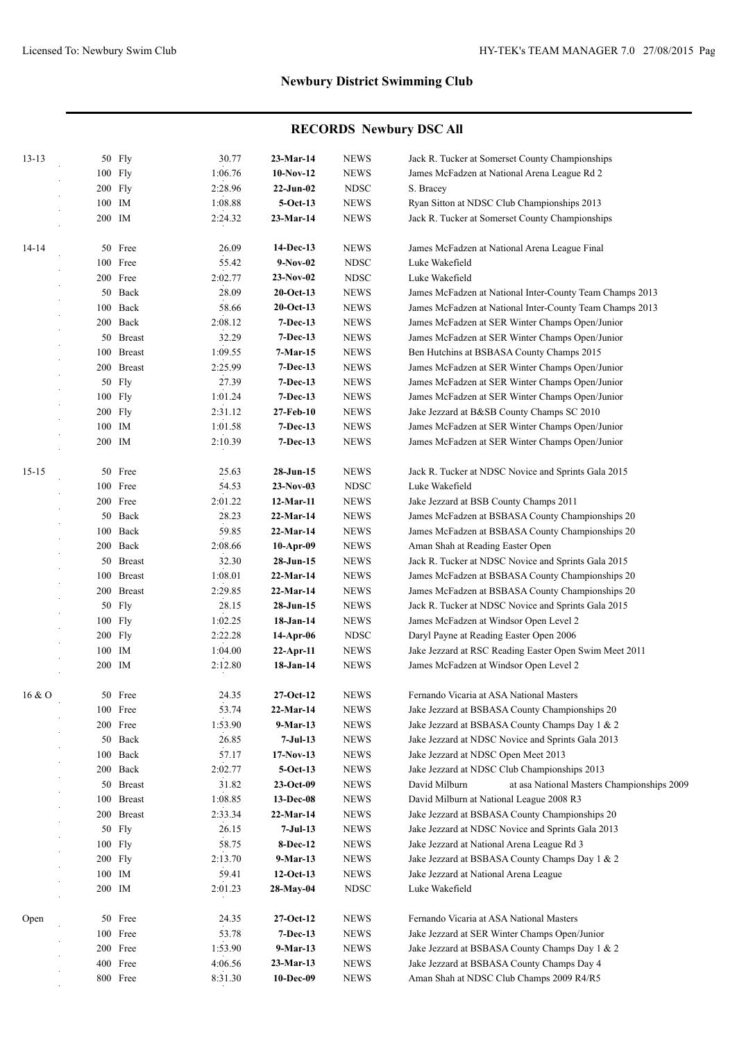## Newbury District Swimming Club

### RECORDS Newbury DSC All

| Age | Event | | Time | Date | Course | Swimmer / Meet |
|---|---|---|---|---|---|---|
| 13-13 | 50 | Fly | 30.77 | **23-Mar-14** | NEWS | Jack R. Tucker at Somerset County Championships |
| | 100 | Fly | 1:06.76 | **10-Nov-12** | NEWS | James McFadzen at National Arena League Rd 2 |
| | 200 | Fly | 2:28.96 | **22-Jun-02** | NDSC | S. Bracey |
| | 100 | IM | 1:08.88 | **5-Oct-13** | NEWS | Ryan Sitton at NDSC Club Championships 2013 |
| | 200 | IM | 2:24.32 | **23-Mar-14** | NEWS | Jack R. Tucker at Somerset County Championships |
| 14-14 | 50 | Free | 26.09 | **14-Dec-13** | NEWS | James McFadzen at National Arena League Final |
| | 100 | Free | 55.42 | **9-Nov-02** | NDSC | Luke Wakefield |
| | 200 | Free | 2:02.77 | **23-Nov-02** | NDSC | Luke Wakefield |
| | 50 | Back | 28.09 | **20-Oct-13** | NEWS | James McFadzen at National Inter-County Team Champs 2013 |
| | 100 | Back | 58.66 | **20-Oct-13** | NEWS | James McFadzen at National Inter-County Team Champs 2013 |
| | 200 | Back | 2:08.12 | **7-Dec-13** | NEWS | James McFadzen at SER Winter Champs Open/Junior |
| | 50 | Breast | 32.29 | **7-Dec-13** | NEWS | James McFadzen at SER Winter Champs Open/Junior |
| | 100 | Breast | 1:09.55 | **7-Mar-15** | NEWS | Ben Hutchins at BSBASA County Champs 2015 |
| | 200 | Breast | 2:25.99 | **7-Dec-13** | NEWS | James McFadzen at SER Winter Champs Open/Junior |
| | 50 | Fly | 27.39 | **7-Dec-13** | NEWS | James McFadzen at SER Winter Champs Open/Junior |
| | 100 | Fly | 1:01.24 | **7-Dec-13** | NEWS | James McFadzen at SER Winter Champs Open/Junior |
| | 200 | Fly | 2:31.12 | **27-Feb-10** | NEWS | Jake Jezzard at B&SB County Champs SC 2010 |
| | 100 | IM | 1:01.58 | **7-Dec-13** | NEWS | James McFadzen at SER Winter Champs Open/Junior |
| | 200 | IM | 2:10.39 | **7-Dec-13** | NEWS | James McFadzen at SER Winter Champs Open/Junior |
| 15-15 | 50 | Free | 25.63 | **28-Jun-15** | NEWS | Jack R. Tucker at NDSC Novice and Sprints Gala 2015 |
| | 100 | Free | 54.53 | **23-Nov-03** | NDSC | Luke Wakefield |
| | 200 | Free | 2:01.22 | **12-Mar-11** | NEWS | Jake Jezzard at BSB County Champs 2011 |
| | 50 | Back | 28.23 | **22-Mar-14** | NEWS | James McFadzen at BSBASA County Championships 20 |
| | 100 | Back | 59.85 | **22-Mar-14** | NEWS | James McFadzen at BSBASA County Championships 20 |
| | 200 | Back | 2:08.66 | **10-Apr-09** | NEWS | Aman Shah at Reading Easter Open |
| | 50 | Breast | 32.30 | **28-Jun-15** | NEWS | Jack R. Tucker at NDSC Novice and Sprints Gala 2015 |
| | 100 | Breast | 1:08.01 | **22-Mar-14** | NEWS | James McFadzen at BSBASA County Championships 20 |
| | 200 | Breast | 2:29.85 | **22-Mar-14** | NEWS | James McFadzen at BSBASA County Championships 20 |
| | 50 | Fly | 28.15 | **28-Jun-15** | NEWS | Jack R. Tucker at NDSC Novice and Sprints Gala 2015 |
| | 100 | Fly | 1:02.25 | **18-Jan-14** | NEWS | James McFadzen at Windsor Open Level 2 |
| | 200 | Fly | 2:22.28 | **14-Apr-06** | NDSC | Daryl Payne at Reading Easter Open 2006 |
| | 100 | IM | 1:04.00 | **22-Apr-11** | NEWS | Jake Jezzard at RSC Reading Easter Open Swim Meet 2011 |
| | 200 | IM | 2:12.80 | **18-Jan-14** | NEWS | James McFadzen at Windsor Open Level 2 |
| 16 & O | 50 | Free | 24.35 | **27-Oct-12** | NEWS | Fernando Vicaria at ASA National Masters |
| | 100 | Free | 53.74 | **22-Mar-14** | NEWS | Jake Jezzard at BSBASA County Championships 20 |
| | 200 | Free | 1:53.90 | **9-Mar-13** | NEWS | Jake Jezzard at BSBASA County Champs Day 1 & 2 |
| | 50 | Back | 26.85 | **7-Jul-13** | NEWS | Jake Jezzard at NDSC Novice and Sprints Gala 2013 |
| | 100 | Back | 57.17 | **17-Nov-13** | NEWS | Jake Jezzard at NDSC Open Meet 2013 |
| | 200 | Back | 2:02.77 | **5-Oct-13** | NEWS | Jake Jezzard at NDSC Club Championships 2013 |
| | 50 | Breast | 31.82 | **23-Oct-09** | NEWS | David Milburn at asa National Masters Championships 2009 |
| | 100 | Breast | 1:08.85 | **13-Dec-08** | NEWS | David Milburn at National League 2008 R3 |
| | 200 | Breast | 2:33.34 | **22-Mar-14** | NEWS | Jake Jezzard at BSBASA County Championships 20 |
| | 50 | Fly | 26.15 | **7-Jul-13** | NEWS | Jake Jezzard at NDSC Novice and Sprints Gala 2013 |
| | 100 | Fly | 58.75 | **8-Dec-12** | NEWS | Jake Jezzard at National Arena League Rd 3 |
| | 200 | Fly | 2:13.70 | **9-Mar-13** | NEWS | Jake Jezzard at BSBASA County Champs Day 1 & 2 |
| | 100 | IM | 59.41 | **12-Oct-13** | NEWS | Jake Jezzard at National Arena League |
| | 200 | IM | 2:01.23 | **28-May-04** | NDSC | Luke Wakefield |
| Open | 50 | Free | 24.35 | **27-Oct-12** | NEWS | Fernando Vicaria at ASA National Masters |
| | 100 | Free | 53.78 | **7-Dec-13** | NEWS | Jake Jezzard at SER Winter Champs Open/Junior |
| | 200 | Free | 1:53.90 | **9-Mar-13** | NEWS | Jake Jezzard at BSBASA County Champs Day 1 & 2 |
| | 400 | Free | 4:06.56 | **23-Mar-13** | NEWS | Jake Jezzard at BSBASA County Champs Day 4 |
| | 800 | Free | 8:31.30 | **10-Dec-09** | NEWS | Aman Shah at NDSC Club Champs 2009 R4/R5 |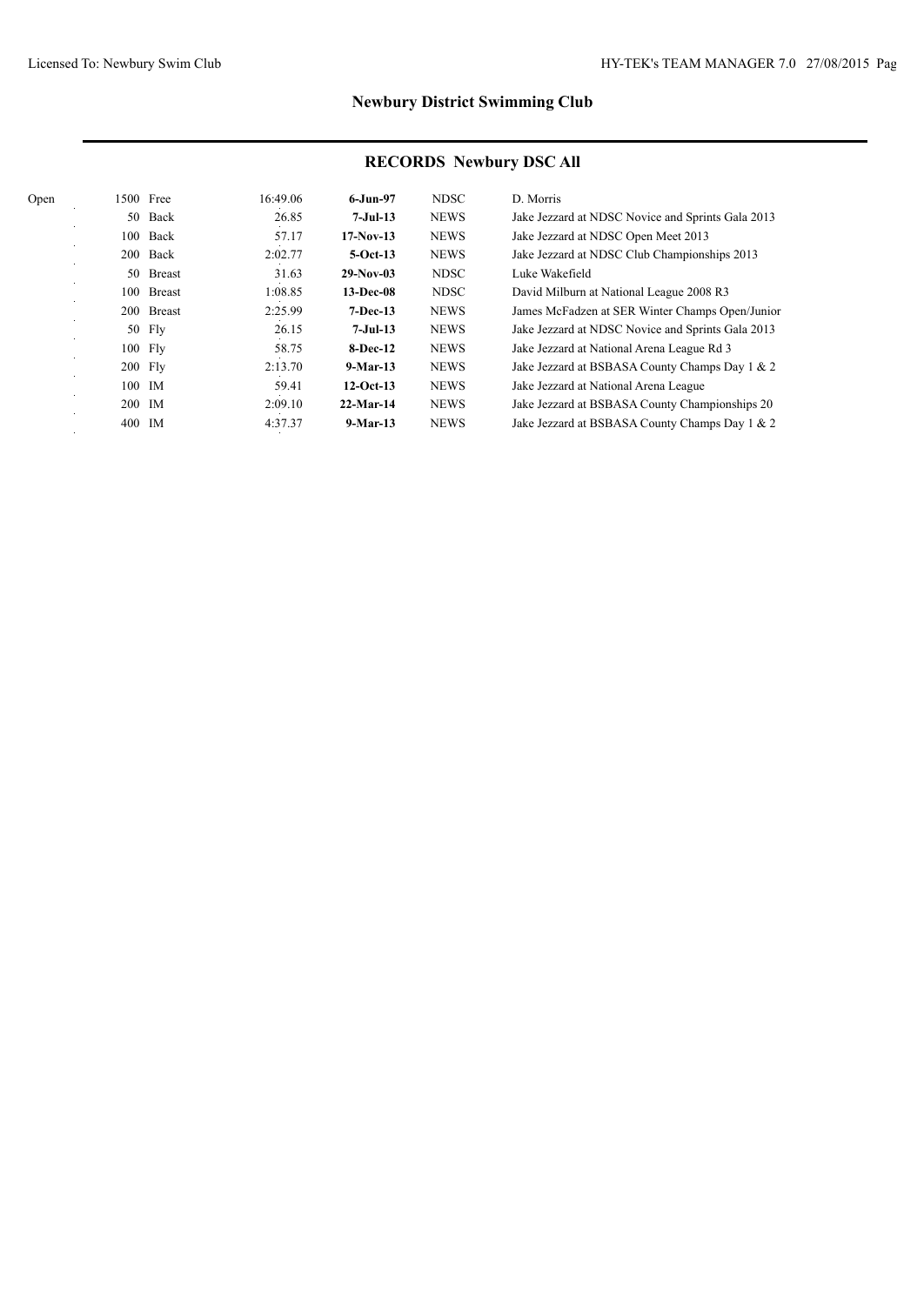## Newbury District Swimming Club

### RECORDS Newbury DSC All

| | | | | | | |
|---|---|---|---|---|---|---|
| Open | 1500 | Free | 16:49.06 | **6-Jun-97** | NDSC | D. Morris |
| | 50 | Back | 26.85 | **7-Jul-13** | NEWS | Jake Jezzard at NDSC Novice and Sprints Gala 2013 |
| | 100 | Back | 57.17 | **17-Nov-13** | NEWS | Jake Jezzard at NDSC Open Meet 2013 |
| | 200 | Back | 2:02.77 | **5-Oct-13** | NEWS | Jake Jezzard at NDSC Club Championships 2013 |
| | 50 | Breast | 31.63 | **29-Nov-03** | NDSC | Luke Wakefield |
| | 100 | Breast | 1:08.85 | **13-Dec-08** | NDSC | David Milburn at National League 2008 R3 |
| | 200 | Breast | 2:25.99 | **7-Dec-13** | NEWS | James McFadzen at SER Winter Champs Open/Junior |
| | 50 | Fly | 26.15 | **7-Jul-13** | NEWS | Jake Jezzard at NDSC Novice and Sprints Gala 2013 |
| | 100 | Fly | 58.75 | **8-Dec-12** | NEWS | Jake Jezzard at National Arena League Rd 3 |
| | 200 | Fly | 2:13.70 | **9-Mar-13** | NEWS | Jake Jezzard at BSBASA County Champs Day 1 & 2 |
| | 100 | IM | 59.41 | **12-Oct-13** | NEWS | Jake Jezzard at National Arena League |
| | 200 | IM | 2:09.10 | **22-Mar-14** | NEWS | Jake Jezzard at BSBASA County Championships 20 |
| | 400 | IM | 4:37.37 | **9-Mar-13** | NEWS | Jake Jezzard at BSBASA County Champs Day 1 & 2 |